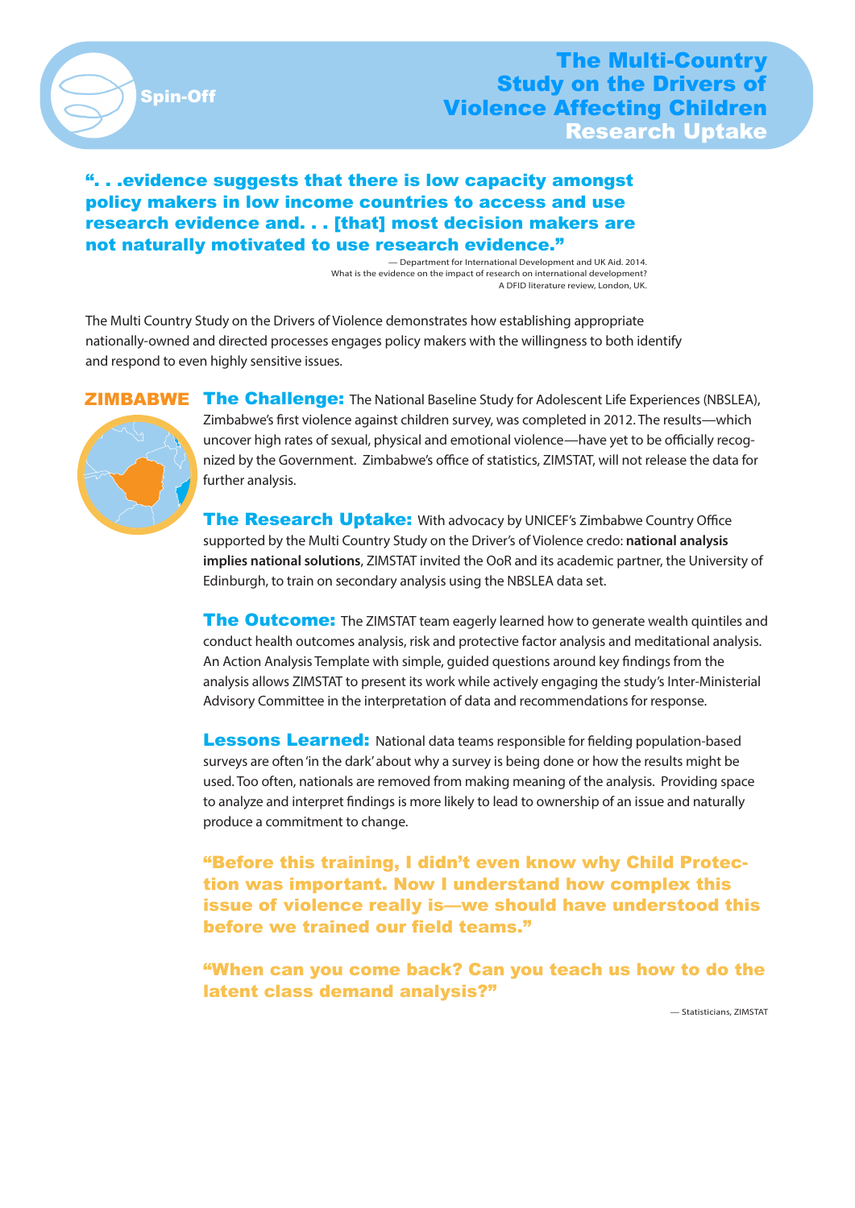Spin-Off

# The Multi-Country Study on the Drivers of Violence Affecting Children Research Uptake

**". . .evidence suggests that there is low capacity amongst policy makers in low income countries to access and use research evidence and. . . [that] most decision makers are not naturally motivated to use research evidence."**

— Department for International Development and UK Aid. 2014.
What is the evidence on the impact of research on international development?
A DFID literature review, London, UK.

The Multi Country Study on the Drivers of Violence demonstrates how establishing appropriate nationally-owned and directed processes engages policy makers with the willingness to both identify and respond to even highly sensitive issues.

## ZIMBABWE

**The Challenge:** The National Baseline Study for Adolescent Life Experiences (NBSLEA), Zimbabwe's first violence against children survey, was completed in 2012. The results—which uncover high rates of sexual, physical and emotional violence—have yet to be officially recognized by the Government. Zimbabwe's office of statistics, ZIMSTAT, will not release the data for further analysis.

**The Research Uptake:** With advocacy by UNICEF's Zimbabwe Country Office supported by the Multi Country Study on the Driver's of Violence credo: **national analysis implies national solutions**, ZIMSTAT invited the OoR and its academic partner, the University of Edinburgh, to train on secondary analysis using the NBSLEA data set.

**The Outcome:** The ZIMSTAT team eagerly learned how to generate wealth quintiles and conduct health outcomes analysis, risk and protective factor analysis and meditational analysis. An Action Analysis Template with simple, guided questions around key findings from the analysis allows ZIMSTAT to present its work while actively engaging the study's Inter-Ministerial Advisory Committee in the interpretation of data and recommendations for response.

**Lessons Learned:** National data teams responsible for fielding population-based surveys are often 'in the dark' about why a survey is being done or how the results might be used. Too often, nationals are removed from making meaning of the analysis. Providing space to analyze and interpret findings is more likely to lead to ownership of an issue and naturally produce a commitment to change.

**"Before this training, I didn't even know why Child Protection was important. Now I understand how complex this issue of violence really is—we should have understood this before we trained our field teams."**

**"When can you come back? Can you teach us how to do the latent class demand analysis?"**

— Statisticians, ZIMSTAT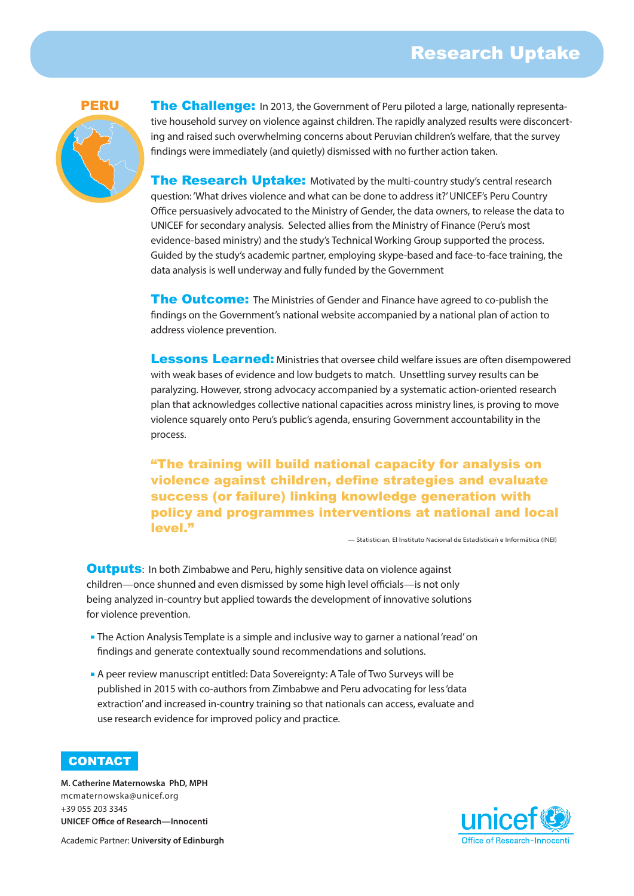# Research Uptake

## PERU

**The Challenge:** In 2013, the Government of Peru piloted a large, nationally representative household survey on violence against children. The rapidly analyzed results were disconcerting and raised such overwhelming concerns about Peruvian children's welfare, that the survey findings were immediately (and quietly) dismissed with no further action taken.

**The Research Uptake:** Motivated by the multi-country study's central research question: 'What drives violence and what can be done to address it?' UNICEF's Peru Country Office persuasively advocated to the Ministry of Gender, the data owners, to release the data to UNICEF for secondary analysis. Selected allies from the Ministry of Finance (Peru's most evidence-based ministry) and the study's Technical Working Group supported the process. Guided by the study's academic partner, employing skype-based and face-to-face training, the data analysis is well underway and fully funded by the Government

**The Outcome:** The Ministries of Gender and Finance have agreed to co-publish the findings on the Government's national website accompanied by a national plan of action to address violence prevention.

**Lessons Learned:** Ministries that oversee child welfare issues are often disempowered with weak bases of evidence and low budgets to match. Unsettling survey results can be paralyzing. However, strong advocacy accompanied by a systematic action-oriented research plan that acknowledges collective national capacities across ministry lines, is proving to move violence squarely onto Peru's public's agenda, ensuring Government accountability in the process.

> **"The training will build national capacity for analysis on violence against children, define strategies and evaluate success (or failure) linking knowledge generation with policy and programmes interventions at national and local level."**
>
> — Statistician, El Instituto Nacional de Estadísticañ e Informática (INEI)

**Outputs**: In both Zimbabwe and Peru, highly sensitive data on violence against children—once shunned and even dismissed by some high level officials—is not only being analyzed in-country but applied towards the development of innovative solutions for violence prevention.

- The Action Analysis Template is a simple and inclusive way to garner a national 'read' on findings and generate contextually sound recommendations and solutions.
- A peer review manuscript entitled: Data Sovereignty: A Tale of Two Surveys will be published in 2015 with co-authors from Zimbabwe and Peru advocating for less 'data extraction' and increased in-country training so that nationals can access, evaluate and use research evidence for improved policy and practice.

**CONTACT**

**M. Catherine Maternowska PhD, MPH**
mcmaternowska@unicef.org
+39 055 203 3345
**UNICEF Office of Research—Innocenti**

Academic Partner: **University of Edinburgh**

unicef
Office of Research-Innocenti